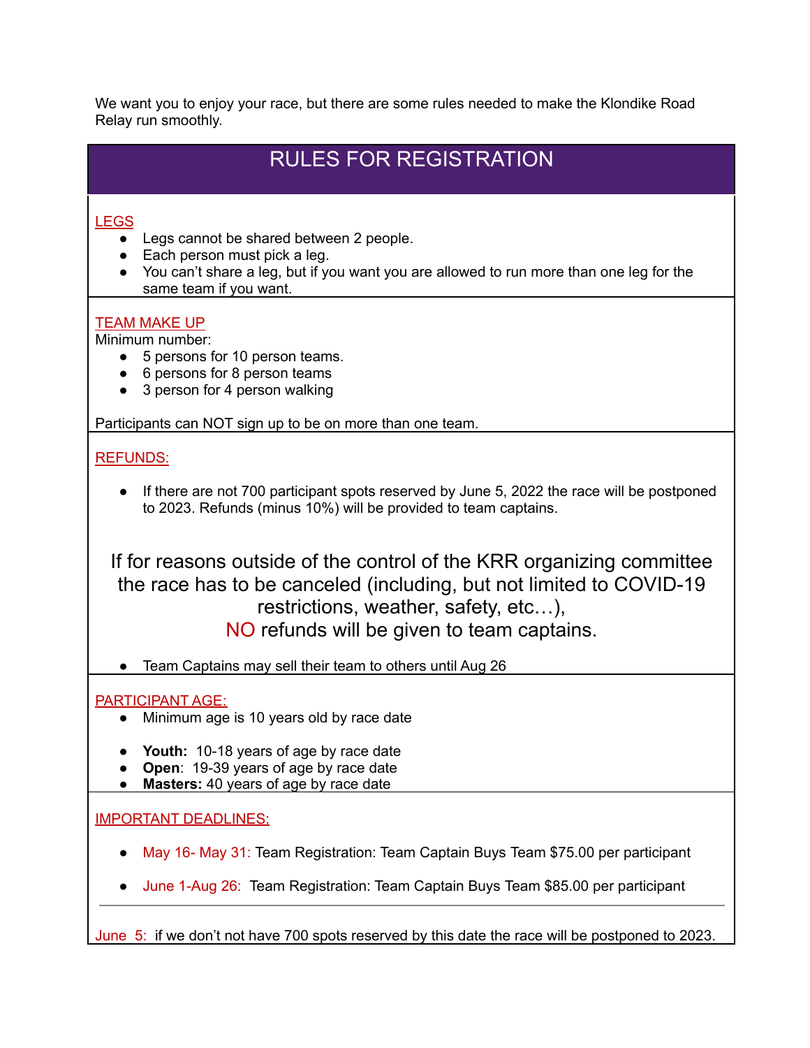We want you to enjoy your race, but there are some rules needed to make the Klondike Road Relay run smoothly.

# RULES FOR REGISTRATION

## LEGS

- Legs cannot be shared between 2 people.
- Each person must pick a leg.
- You can't share a leg, but if you want you are allowed to run more than one leg for the same team if you want.

## TEAM MAKE UP

Minimum number:

- 5 persons for 10 person teams.
- 6 persons for 8 person teams
- 3 person for 4 person walking

Participants can NOT sign up to be on more than one team.

## REFUNDS:

- If there are not 700 participant spots reserved by June 5, 2022 the race will be postponed to 2023. Refunds (minus 10%) will be provided to team captains.

**If for reasons outside of the control of the KRR organizing committee the race has to be canceled (including, but not limited to COVID-19 restrictions, weather, safety, etc…), NO refunds will be given to team captains.**

- Team Captains may sell their team to others until Aug 26

## PARTICIPANT AGE:

- Minimum age is 10 years old by race date

- **Youth:** 10-18 years of age by race date
- **Open**: 19-39 years of age by race date
- **Masters:** 40 years of age by race date

## IMPORTANT DEADLINES:

- May 16- May 31: Team Registration: Team Captain Buys Team $75.00 per participant

- June 1-Aug 26: Team Registration: Team Captain Buys Team $85.00 per participant

---

June 5: if we don't not have 700 spots reserved by this date the race will be postponed to 2023.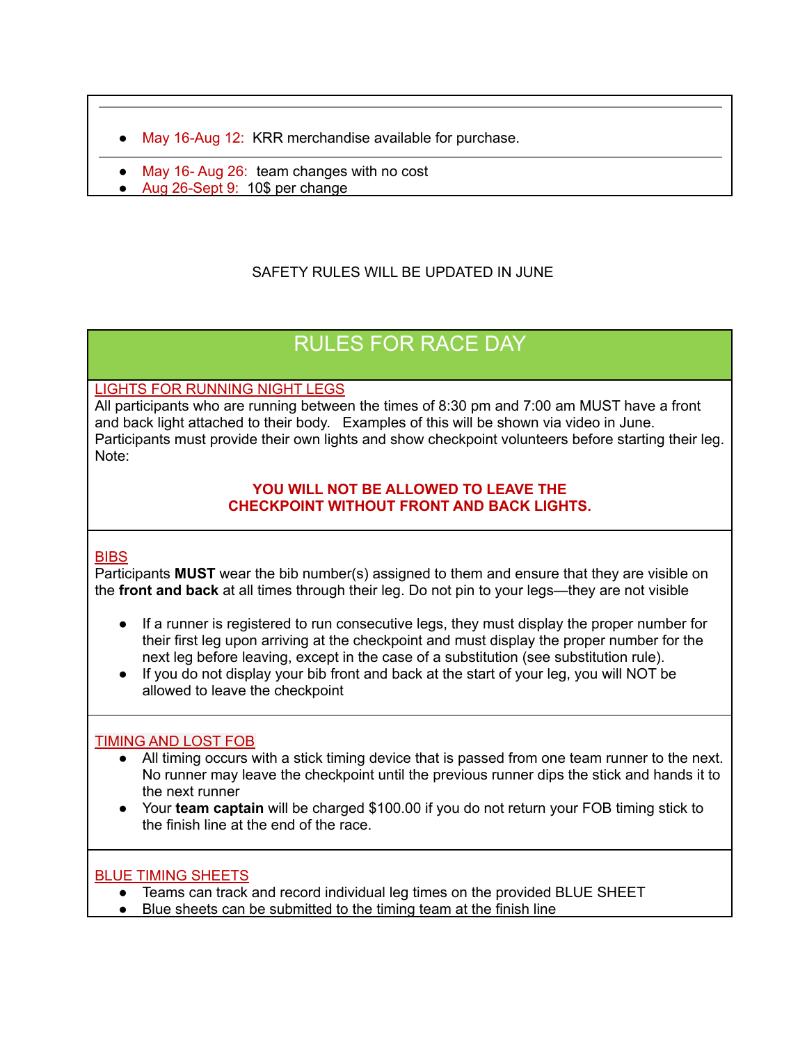- May 16-Aug 12: KRR merchandise available for purchase.

---

- May 16- Aug 26: team changes with no cost
- Aug 26-Sept 9: 10$ per change

SAFETY RULES WILL BE UPDATED IN JUNE

# RULES FOR RACE DAY

## LIGHTS FOR RUNNING NIGHT LEGS

All participants who are running between the times of 8:30 pm and 7:00 am MUST have a front and back light attached to their body. Examples of this will be shown via video in June. Participants must provide their own lights and show checkpoint volunteers before starting their leg. Note:

**YOU WILL NOT BE ALLOWED TO LEAVE THE CHECKPOINT WITHOUT FRONT AND BACK LIGHTS.**

## BIBS

Participants **MUST** wear the bib number(s) assigned to them and ensure that they are visible on the **front and back** at all times through their leg. Do not pin to your legs—they are not visible

- If a runner is registered to run consecutive legs, they must display the proper number for their first leg upon arriving at the checkpoint and must display the proper number for the next leg before leaving, except in the case of a substitution (see substitution rule).
- If you do not display your bib front and back at the start of your leg, you will NOT be allowed to leave the checkpoint

## TIMING AND LOST FOB

- All timing occurs with a stick timing device that is passed from one team runner to the next. No runner may leave the checkpoint until the previous runner dips the stick and hands it to the next runner
- Your **team captain** will be charged $100.00 if you do not return your FOB timing stick to the finish line at the end of the race.

## BLUE TIMING SHEETS

- Teams can track and record individual leg times on the provided BLUE SHEET
- Blue sheets can be submitted to the timing team at the finish line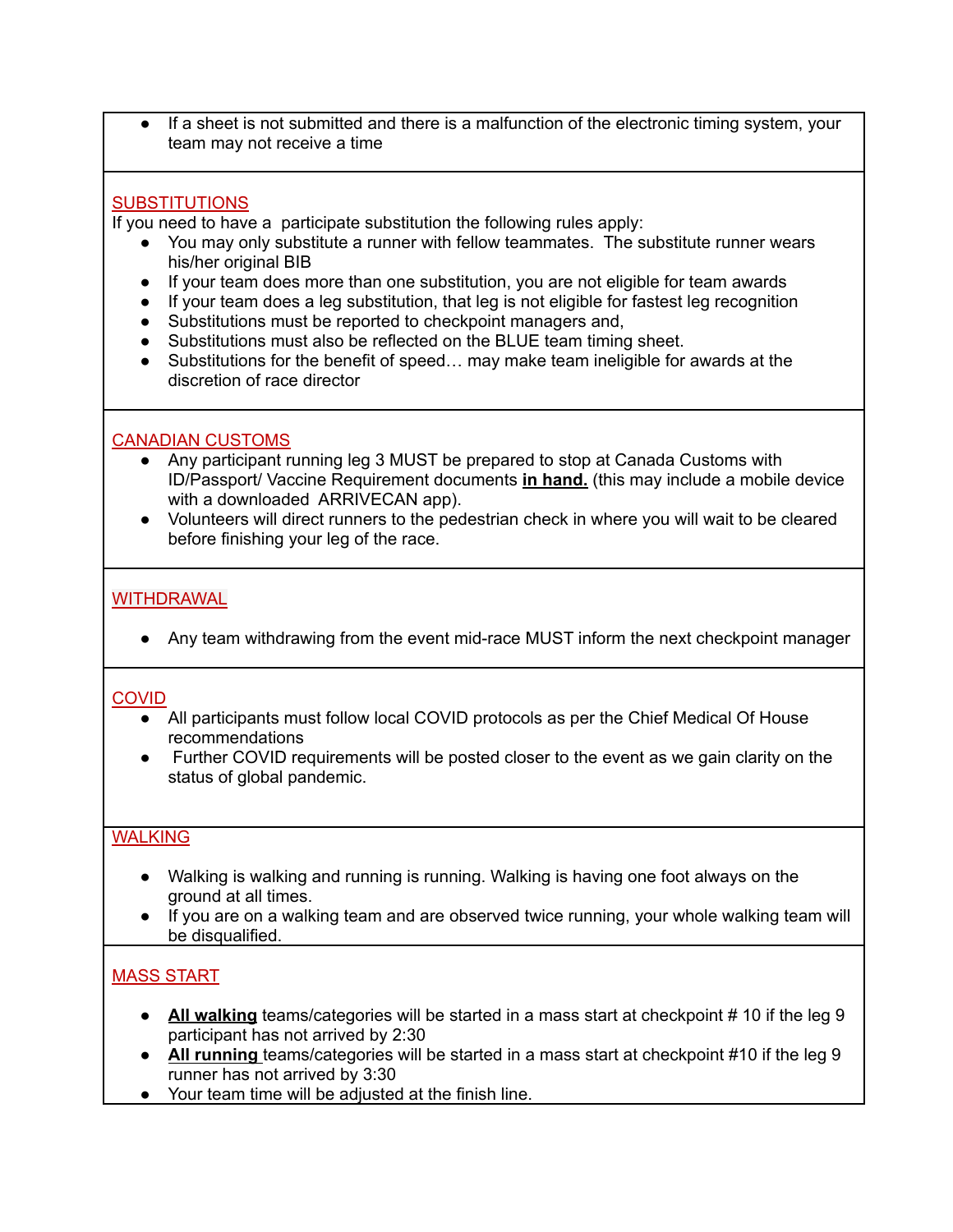- If a sheet is not submitted and there is a malfunction of the electronic timing system, your team may not receive a time

## SUBSTITUTIONS

If you need to have a participate substitution the following rules apply:

- You may only substitute a runner with fellow teammates. The substitute runner wears his/her original BIB
- If your team does more than one substitution, you are not eligible for team awards
- If your team does a leg substitution, that leg is not eligible for fastest leg recognition
- Substitutions must be reported to checkpoint managers and,
- Substitutions must also be reflected on the BLUE team timing sheet.
- Substitutions for the benefit of speed… may make team ineligible for awards at the discretion of race director

## CANADIAN CUSTOMS

- Any participant running leg 3 MUST be prepared to stop at Canada Customs with ID/Passport/ Vaccine Requirement documents **in hand.** (this may include a mobile device with a downloaded ARRIVECAN app).
- Volunteers will direct runners to the pedestrian check in where you will wait to be cleared before finishing your leg of the race.

## WITHDRAWAL

- Any team withdrawing from the event mid-race MUST inform the next checkpoint manager

## COVID

- All participants must follow local COVID protocols as per the Chief Medical Of House recommendations
- Further COVID requirements will be posted closer to the event as we gain clarity on the status of global pandemic.

## WALKING

- Walking is walking and running is running. Walking is having one foot always on the ground at all times.
- If you are on a walking team and are observed twice running, your whole walking team will be disqualified.

## MASS START

- **All walking** teams/categories will be started in a mass start at checkpoint # 10 if the leg 9 participant has not arrived by 2:30
- **All running** teams/categories will be started in a mass start at checkpoint #10 if the leg 9 runner has not arrived by 3:30
- Your team time will be adjusted at the finish line.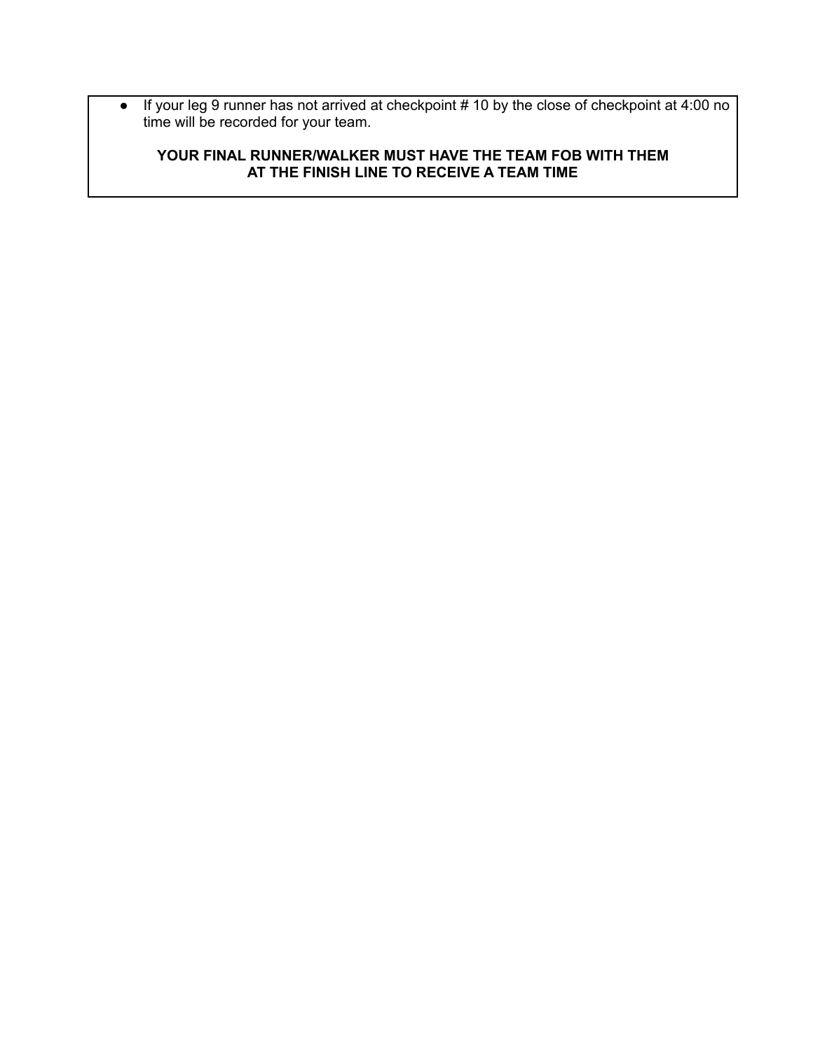- If your leg 9 runner has not arrived at checkpoint # 10 by the close of checkpoint at 4:00 no time will be recorded for your team.

**YOUR FINAL RUNNER/WALKER MUST HAVE THE TEAM FOB WITH THEM AT THE FINISH LINE TO RECEIVE A TEAM TIME**